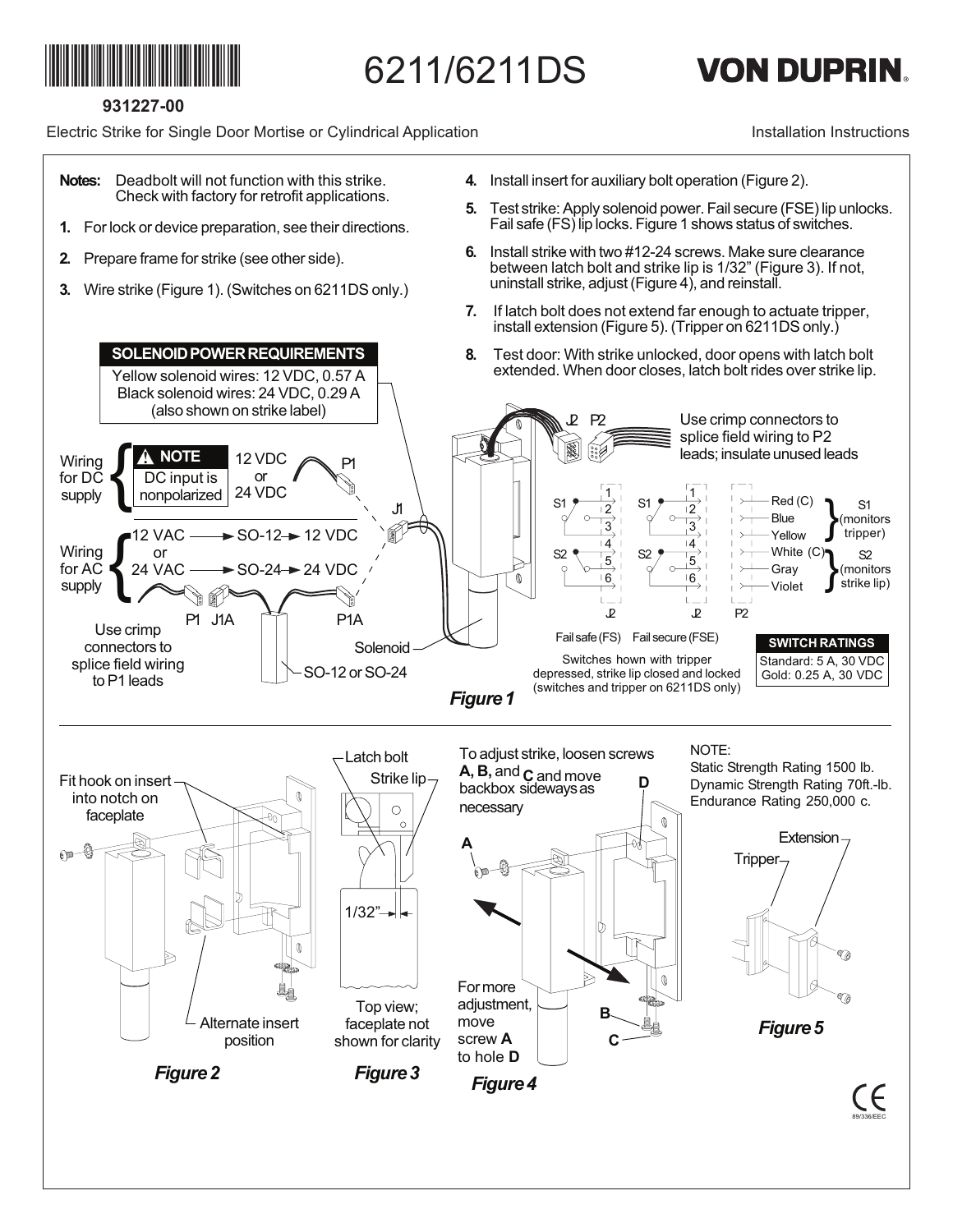931227-00

# 6211/6211DS

**VON DUPRIN**

Electric Strike for Single Door Mortise or Cylindrical Application

Installation Instructions

**Notes:** Deadbolt will not function with this strike. Check with factory for retrofit applications.

1. For lock or device preparation, see their directions.
2. Prepare frame for strike (see other side).
3. Wire strike (Figure 1). (Switches on 6211DS only.)
4. Install insert for auxiliary bolt operation (Figure 2).
5. Test strike: Apply solenoid power. Fail secure (FSE) lip unlocks. Fail safe (FS) lip locks. Figure 1 shows status of switches.
6. Install strike with two #12-24 screws. Make sure clearance between latch bolt and strike lip is 1/32" (Figure 3). If not, uninstall strike, adjust (Figure 4), and reinstall.
7. If latch bolt does not extend far enough to actuate tripper, install extension (Figure 5). (Tripper on 6211DS only.)
8. Test door: With strike unlocked, door opens with latch bolt extended. When door closes, latch bolt rides over strike lip.

**SOLENOID POWER REQUIREMENTS**

Yellow solenoid wires: 12 VDC, 0.57 A
Black solenoid wires: 24 VDC, 0.29 A
(also shown on strike label)

Wiring for DC supply: 12 VDC or 24 VDC — P1

**NOTE:** DC input is nonpolarized

Wiring for AC supply: 12 VAC → SO-12 → 12 VDC; or 24 VAC → SO-24 → 24 VDC

P1 J1A P1A J1

Use crimp connectors to splice field wiring to P1 leads

Solenoid

SO-12 or SO-24

J2 P2

Use crimp connectors to splice field wiring to P2 leads; insulate unused leads

| J2 pin | P2 wire | Function |
|---|---|---|
| 1 | Red (C) | S1 (monitors tripper) |
| 2 | Blue | |
| 3 | Yellow | |
| 4 | White (C) | S2 (monitors strike lip) |
| 5 | Gray | |
| 6 | Violet | |

Fail safe (FS) Fail secure (FSE)

Switches hown with tripper depressed, strike lip closed and locked (switches and tripper on 6211DS only)

**SWITCH RATINGS**

Standard: 5 A, 30 VDC
Gold: 0.25 A, 30 VDC

*Figure 1*

Fit hook on insert into notch on faceplate

Alternate insert position

*Figure 2*

Latch bolt

Strike lip

1/32"

Top view; faceplate not shown for clarity

*Figure 3*

To adjust strike, loosen screws **A, B,** and **C** and move backbox sideways as necessary

For more adjustment, move screw **A** to hole **D**

*Figure 4*

NOTE:
Static Strength Rating 1500 lb.
Dynamic Strength Rating 70ft.-lb.
Endurance Rating 250,000 c.

Tripper

Extension

*Figure 5*

CE 89/336/EEC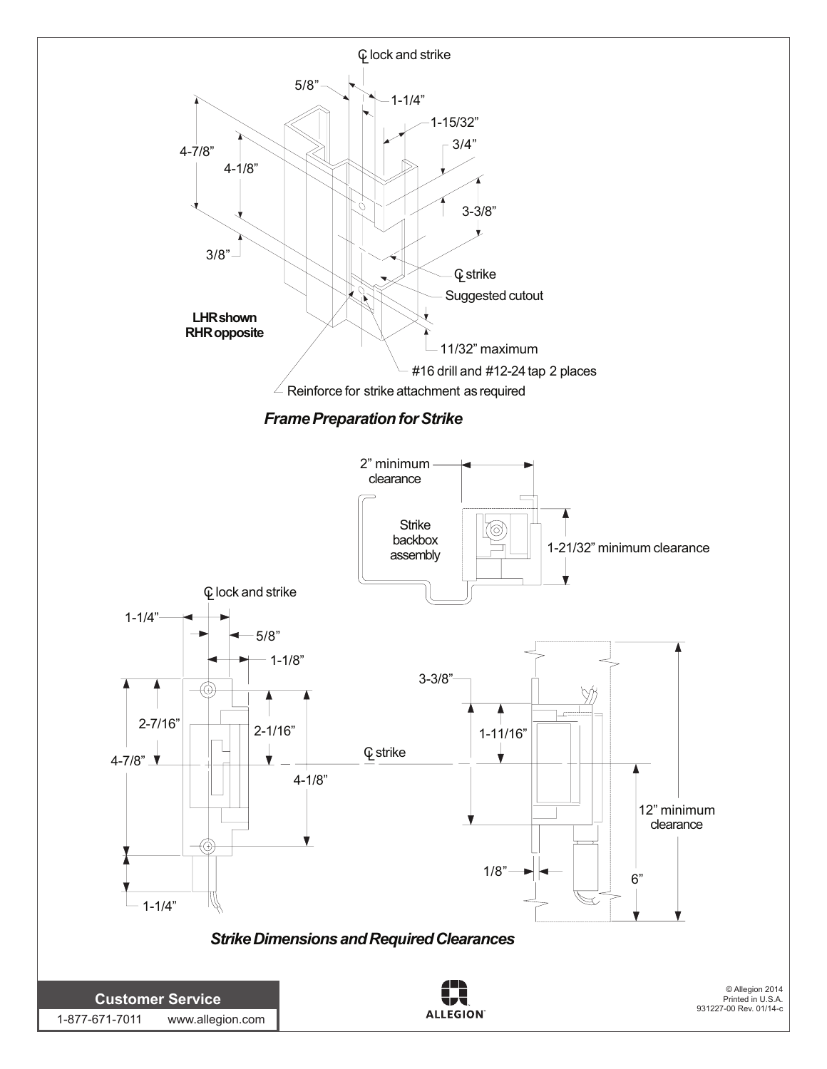℄ lock and strike

5/8"

1-1/4"

1-15/32"

3/4"

4-7/8"

4-1/8"

3-3/8"

3/8"

℄ strike

Suggested cutout

**LHR shown**
**RHR opposite**

11/32" maximum

#16 drill and #12-24 tap 2 places

Reinforce for strike attachment as required

***Frame Preparation for Strike***

2" minimum clearance

Strike backbox assembly

1-21/32" minimum clearance

℄ lock and strike

1-1/4"

5/8"

1-1/8"

2-7/16"

2-1/16"

4-7/8"

℄ strike

4-1/8"

1-1/4"

3-3/8"

1-11/16"

12" minimum clearance

1/8"

6"

***Strike Dimensions and Required Clearances***

**Customer Service**

1-877-671-7011 www.allegion.com

ALLEGION

© Allegion 2014
Printed in U.S.A.
931227-00 Rev. 01/14-c